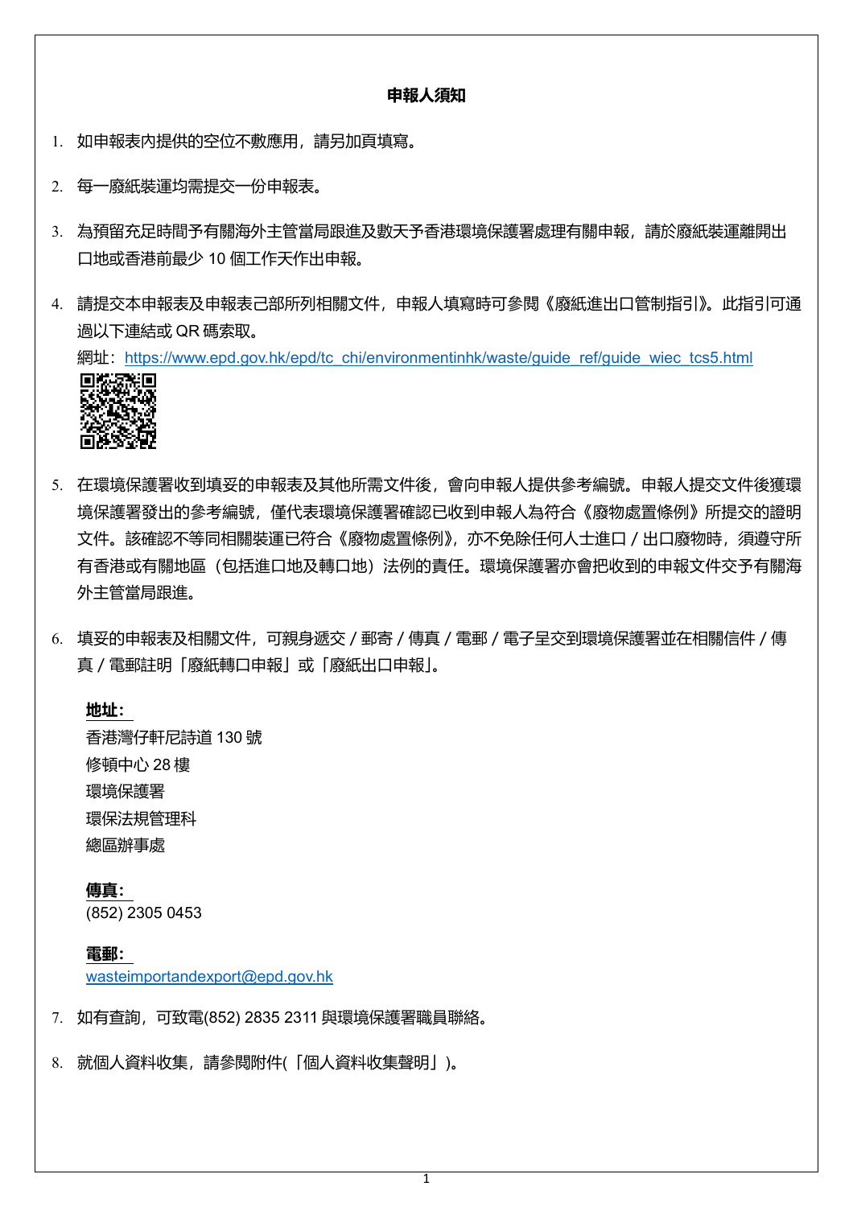## 申報人須知

1. 如申報表內提供的空位不敷應用，請另加頁填寫。

2. 每一廢紙裝運均需提交一份申報表。

3. 為預留充足時間予有關海外主管當局跟進及數天予香港環境保護署處理有關申報，請於廢紙裝運離開出口地或香港前最少 10 個工作天作出申報。

4. 請提交本申報表及申報表己部所列相關文件，申報人填寫時可參閱《廢紙進出口管制指引》。此指引可通過以下連結或 QR 碼索取。
   網址：https://www.epd.gov.hk/epd/tc_chi/environmentinhk/waste/guide_ref/guide_wiec_tcs5.html

5. 在環境保護署收到填妥的申報表及其他所需文件後，會向申報人提供參考編號。申報人提交文件後獲環境保護署發出的參考編號，僅代表環境保護署確認已收到申報人為符合《廢物處置條例》所提交的證明文件。該確認不等同相關裝運已符合《廢物處置條例》，亦不免除任何人士進口 / 出口廢物時，須遵守所有香港或有關地區（包括進口地及轉口地）法例的責任。環境保護署亦會把收到的申報文件交予有關海外主管當局跟進。

6. 填妥的申報表及相關文件，可親身遞交 / 郵寄 / 傳真 / 電郵 / 電子呈交到環境保護署並在相關信件 / 傳真 / 電郵註明「廢紙轉口申報」或「廢紙出口申報」。

   **地址：**
   香港灣仔軒尼詩道 130 號
   修頓中心 28 樓
   環境保護署
   環保法規管理科
   總區辦事處

   **傳真：**
   (852) 2305 0453

   **電郵：**
   wasteimportandexport@epd.gov.hk

7. 如有查詢，可致電(852) 2835 2311 與環境保護署職員聯絡。

8. 就個人資料收集，請參閱附件(「個人資料收集聲明」)。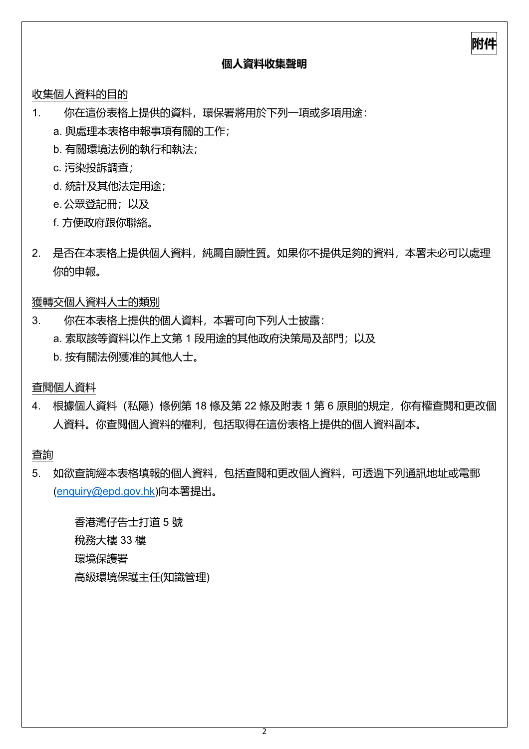**附件**

**個人資料收集聲明**

<u>收集個人資料的目的</u>

1. 你在這份表格上提供的資料，環保署將用於下列一項或多項用途：
   - a. 與處理本表格申報事項有關的工作；
   - b. 有關環境法例的執行和執法；
   - c. 污染投訴調查；
   - d. 統計及其他法定用途；
   - e. 公眾登記冊；以及
   - f. 方便政府跟你聯絡。

2. 是否在本表格上提供個人資料，純屬自願性質。如果你不提供足夠的資料，本署未必可以處理你的申報。

<u>獲轉交個人資料人士的類別</u>

3. 你在本表格上提供的個人資料，本署可向下列人士披露：
   - a. 索取該等資料以作上文第 1 段用途的其他政府決策局及部門；以及
   - b. 按有關法例獲准的其他人士。

<u>查閱個人資料</u>

4. 根據個人資料（私隱）條例第 18 條及第 22 條及附表 1 第 6 原則的規定，你有權查閱和更改個人資料。你查閱個人資料的權利，包括取得在這份表格上提供的個人資料副本。

<u>查詢</u>

5. 如欲查詢經本表格填報的個人資料，包括查閱和更改個人資料，可透過下列通訊地址或電郵 (enquiry@epd.gov.hk)向本署提出。

   香港灣仔告士打道 5 號
   稅務大樓 33 樓
   環境保護署
   高級環境保護主任(知識管理)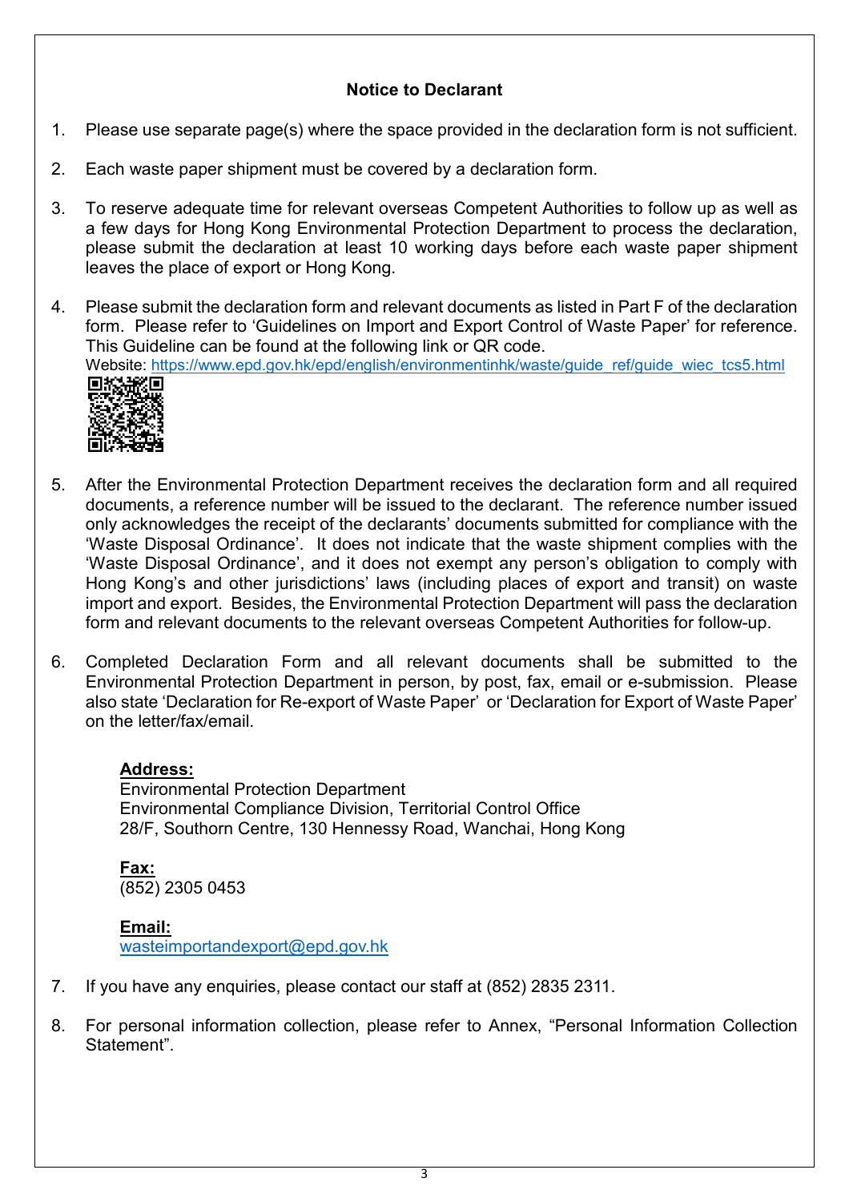## Notice to Declarant

1. Please use separate page(s) where the space provided in the declaration form is not sufficient.

2. Each waste paper shipment must be covered by a declaration form.

3. To reserve adequate time for relevant overseas Competent Authorities to follow up as well as a few days for Hong Kong Environmental Protection Department to process the declaration, please submit the declaration at least 10 working days before each waste paper shipment leaves the place of export or Hong Kong.

4. Please submit the declaration form and relevant documents as listed in Part F of the declaration form. Please refer to 'Guidelines on Import and Export Control of Waste Paper' for reference. This Guideline can be found at the following link or QR code.
   Website: https://www.epd.gov.hk/epd/english/environmentinhk/waste/guide_ref/guide_wiec_tcs5.html

5. After the Environmental Protection Department receives the declaration form and all required documents, a reference number will be issued to the declarant. The reference number issued only acknowledges the receipt of the declarants' documents submitted for compliance with the 'Waste Disposal Ordinance'. It does not indicate that the waste shipment complies with the 'Waste Disposal Ordinance', and it does not exempt any person's obligation to comply with Hong Kong's and other jurisdictions' laws (including places of export and transit) on waste import and export. Besides, the Environmental Protection Department will pass the declaration form and relevant documents to the relevant overseas Competent Authorities for follow-up.

6. Completed Declaration Form and all relevant documents shall be submitted to the Environmental Protection Department in person, by post, fax, email or e-submission. Please also state 'Declaration for Re-export of Waste Paper' or 'Declaration for Export of Waste Paper' on the letter/fax/email.

   **Address:**
   Environmental Protection Department
   Environmental Compliance Division, Territorial Control Office
   28/F, Southorn Centre, 130 Hennessy Road, Wanchai, Hong Kong

   **Fax:**
   (852) 2305 0453

   **Email:**
   wasteimportandexport@epd.gov.hk

7. If you have any enquiries, please contact our staff at (852) 2835 2311.

8. For personal information collection, please refer to Annex, "Personal Information Collection Statement".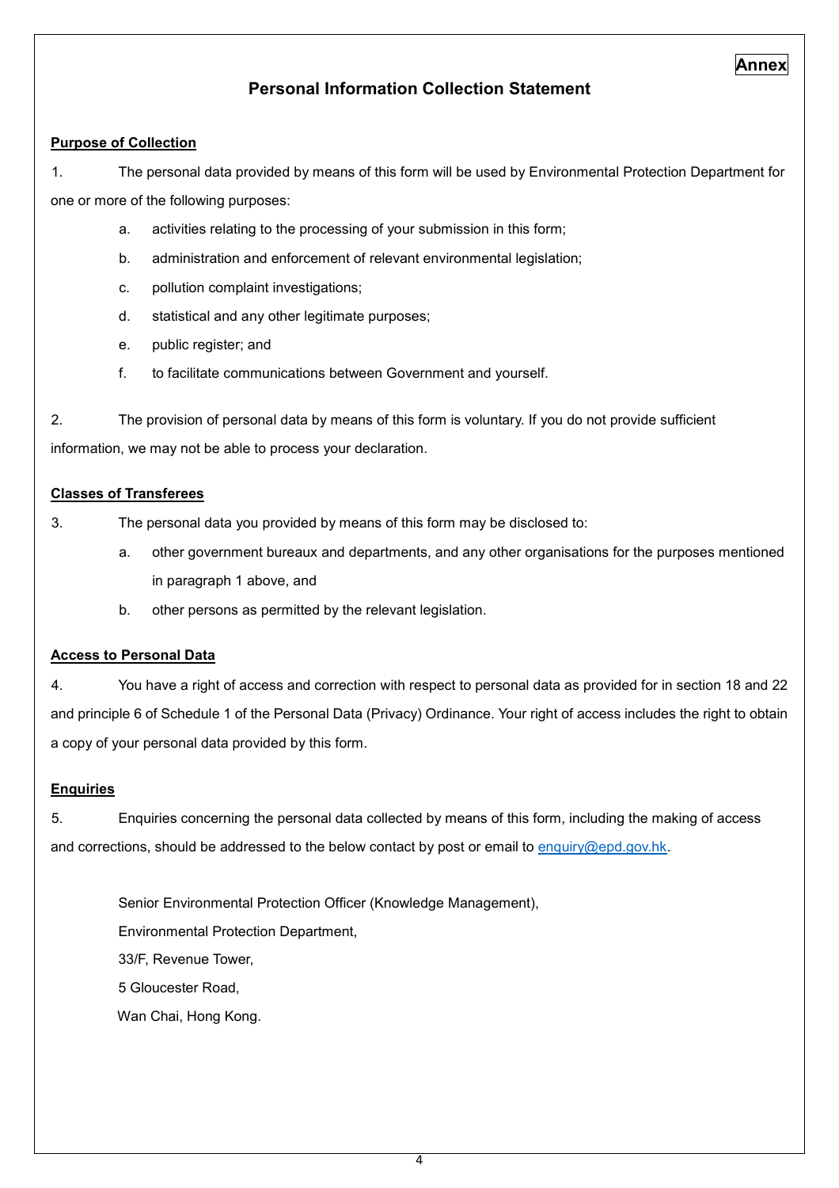**Annex**

# Personal Information Collection Statement

## Purpose of Collection

1. The personal data provided by means of this form will be used by Environmental Protection Department for one or more of the following purposes:

   a. activities relating to the processing of your submission in this form;

   b. administration and enforcement of relevant environmental legislation;

   c. pollution complaint investigations;

   d. statistical and any other legitimate purposes;

   e. public register; and

   f. to facilitate communications between Government and yourself.

2. The provision of personal data by means of this form is voluntary. If you do not provide sufficient information, we may not be able to process your declaration.

## Classes of Transferees

3. The personal data you provided by means of this form may be disclosed to:

   a. other government bureaux and departments, and any other organisations for the purposes mentioned in paragraph 1 above, and

   b. other persons as permitted by the relevant legislation.

## Access to Personal Data

4. You have a right of access and correction with respect to personal data as provided for in section 18 and 22 and principle 6 of Schedule 1 of the Personal Data (Privacy) Ordinance. Your right of access includes the right to obtain a copy of your personal data provided by this form.

## Enquiries

5. Enquiries concerning the personal data collected by means of this form, including the making of access and corrections, should be addressed to the below contact by post or email to enquiry@epd.gov.hk.

Senior Environmental Protection Officer (Knowledge Management),
Environmental Protection Department,
33/F, Revenue Tower,
5 Gloucester Road,
Wan Chai, Hong Kong.